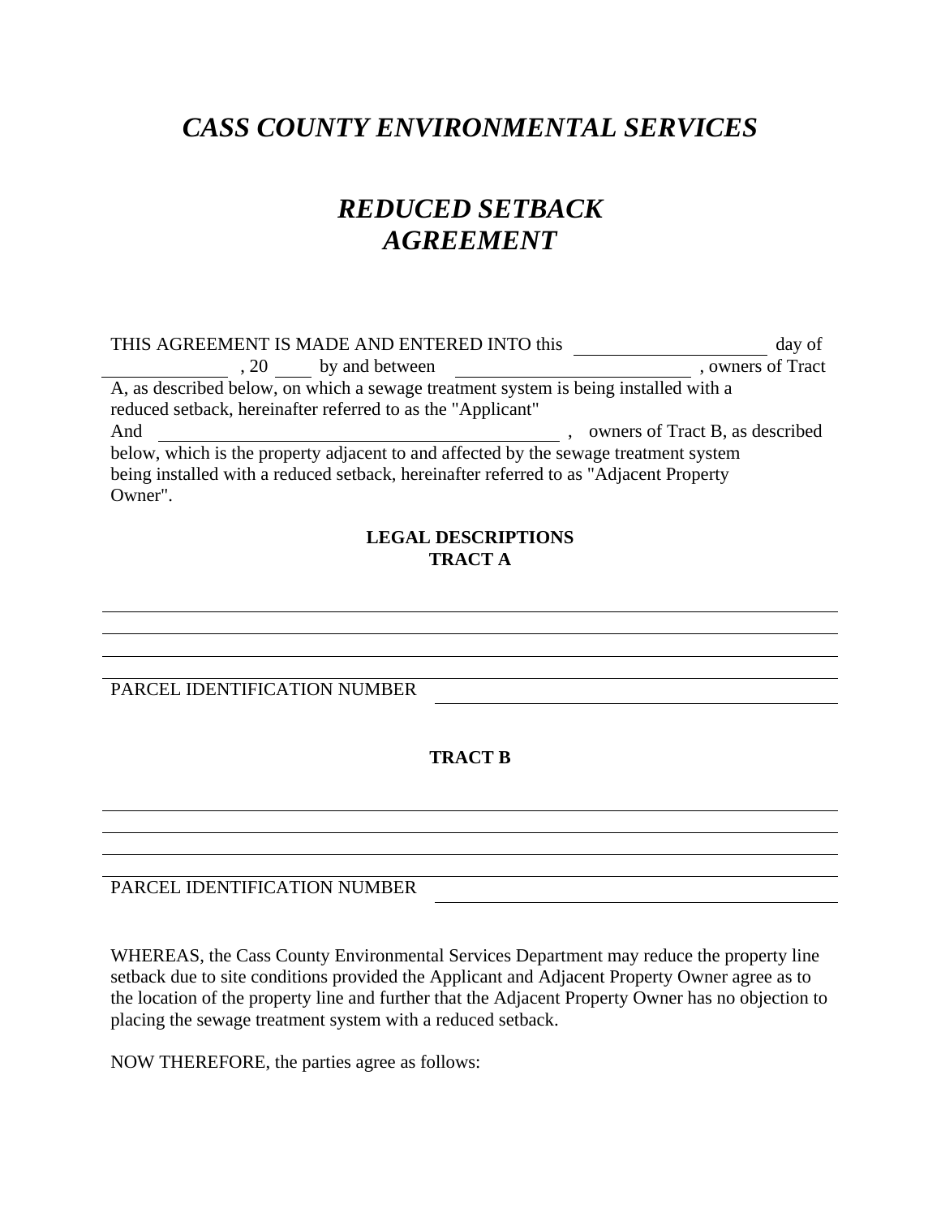# *CASS COUNTY ENVIRONMENTAL SERVICES*

# *REDUCED SETBACK AGREEMENT*

THIS AGREEMENT IS MADE AND ENTERED INTO this ____________________ day of ______________ , 20 ____ by and between ________________________ , owners of Tract A, as described below, on which a sewage treatment system is being installed with a reduced setback, hereinafter referred to as the "Applicant"
And ________________________________________ , owners of Tract B, as described below, which is the property adjacent to and affected by the sewage treatment system being installed with a reduced setback, hereinafter referred to as "Adjacent Property Owner".

**LEGAL DESCRIPTIONS**
**TRACT A**

______________________________________________________________________________
______________________________________________________________________________
______________________________________________________________________________
______________________________________________________________________________

PARCEL IDENTIFICATION NUMBER ________________________________________

**TRACT B**

______________________________________________________________________________
______________________________________________________________________________
______________________________________________________________________________
______________________________________________________________________________

PARCEL IDENTIFICATION NUMBER ________________________________________

WHEREAS, the Cass County Environmental Services Department may reduce the property line setback due to site conditions provided the Applicant and Adjacent Property Owner agree as to the location of the property line and further that the Adjacent Property Owner has no objection to placing the sewage treatment system with a reduced setback.

NOW THEREFORE, the parties agree as follows: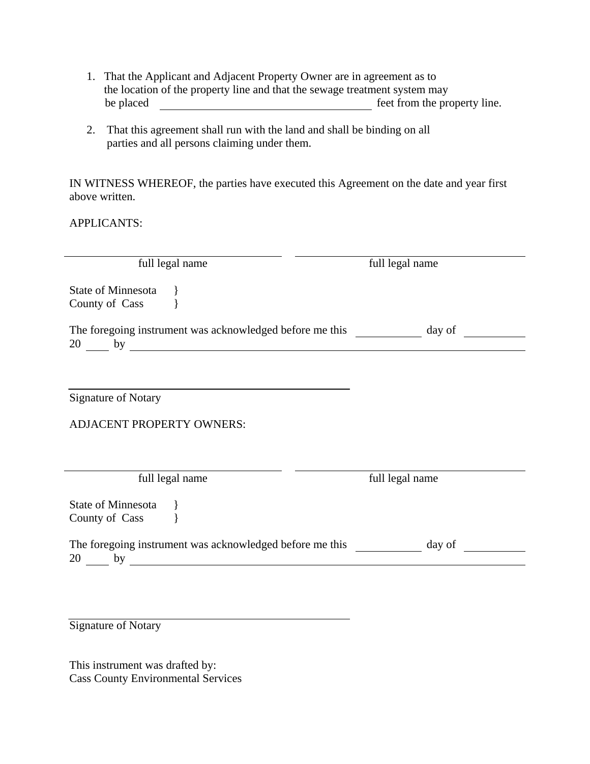1. That the Applicant and Adjacent Property Owner are in agreement as to the location of the property line and that the sewage treatment system may be placed \_\_\_\_\_\_\_\_\_\_\_\_\_\_\_\_\_\_\_\_\_\_\_\_\_\_\_\_\_\_\_\_\_\_\_\_\_\_ feet from the property line.

2. That this agreement shall run with the land and shall be binding on all parties and all persons claiming under them.

IN WITNESS WHEREOF, the parties have executed this Agreement on the date and year first above written.

APPLICANTS:

\_\_\_\_\_\_\_\_\_\_\_\_\_\_\_\_\_\_\_\_\_\_\_\_\_\_\_\_\_\_\_\_\_\_\_\_\_\_ \_\_\_\_\_\_\_\_\_\_\_\_\_\_\_\_\_\_\_\_\_\_\_\_\_\_\_\_\_\_\_\_\_\_\_\_\_\_

full legal name full legal name

State of Minnesota }
County of Cass }

The foregoing instrument was acknowledged before me this \_\_\_\_\_\_\_\_\_\_\_\_ day of \_\_\_\_\_\_\_\_\_\_\_\_
20 \_\_\_\_ by \_\_\_\_\_\_\_\_\_\_\_\_\_\_\_\_\_\_\_\_\_\_\_\_\_\_\_\_\_\_\_\_\_\_\_\_\_\_\_\_\_\_\_\_\_\_\_\_\_\_\_\_\_\_\_\_\_\_\_\_\_\_\_\_\_\_\_\_\_\_

\_\_\_\_\_\_\_\_\_\_\_\_\_\_\_\_\_\_\_\_\_\_\_\_\_\_\_\_\_\_\_\_\_\_\_\_\_\_\_\_\_\_\_\_\_\_\_\_
Signature of Notary

ADJACENT PROPERTY OWNERS:

\_\_\_\_\_\_\_\_\_\_\_\_\_\_\_\_\_\_\_\_\_\_\_\_\_\_\_\_\_\_\_\_\_\_\_\_\_\_ \_\_\_\_\_\_\_\_\_\_\_\_\_\_\_\_\_\_\_\_\_\_\_\_\_\_\_\_\_\_\_\_\_\_\_\_\_\_

full legal name full legal name

State of Minnesota }
County of Cass }

The foregoing instrument was acknowledged before me this \_\_\_\_\_\_\_\_\_\_\_\_ day of \_\_\_\_\_\_\_\_\_\_\_\_
20 \_\_\_\_ by \_\_\_\_\_\_\_\_\_\_\_\_\_\_\_\_\_\_\_\_\_\_\_\_\_\_\_\_\_\_\_\_\_\_\_\_\_\_\_\_\_\_\_\_\_\_\_\_\_\_\_\_\_\_\_\_\_\_\_\_\_\_\_\_\_\_\_\_\_\_

\_\_\_\_\_\_\_\_\_\_\_\_\_\_\_\_\_\_\_\_\_\_\_\_\_\_\_\_\_\_\_\_\_\_\_\_\_\_\_\_\_\_\_\_\_\_\_\_
Signature of Notary

This instrument was drafted by:
Cass County Environmental Services